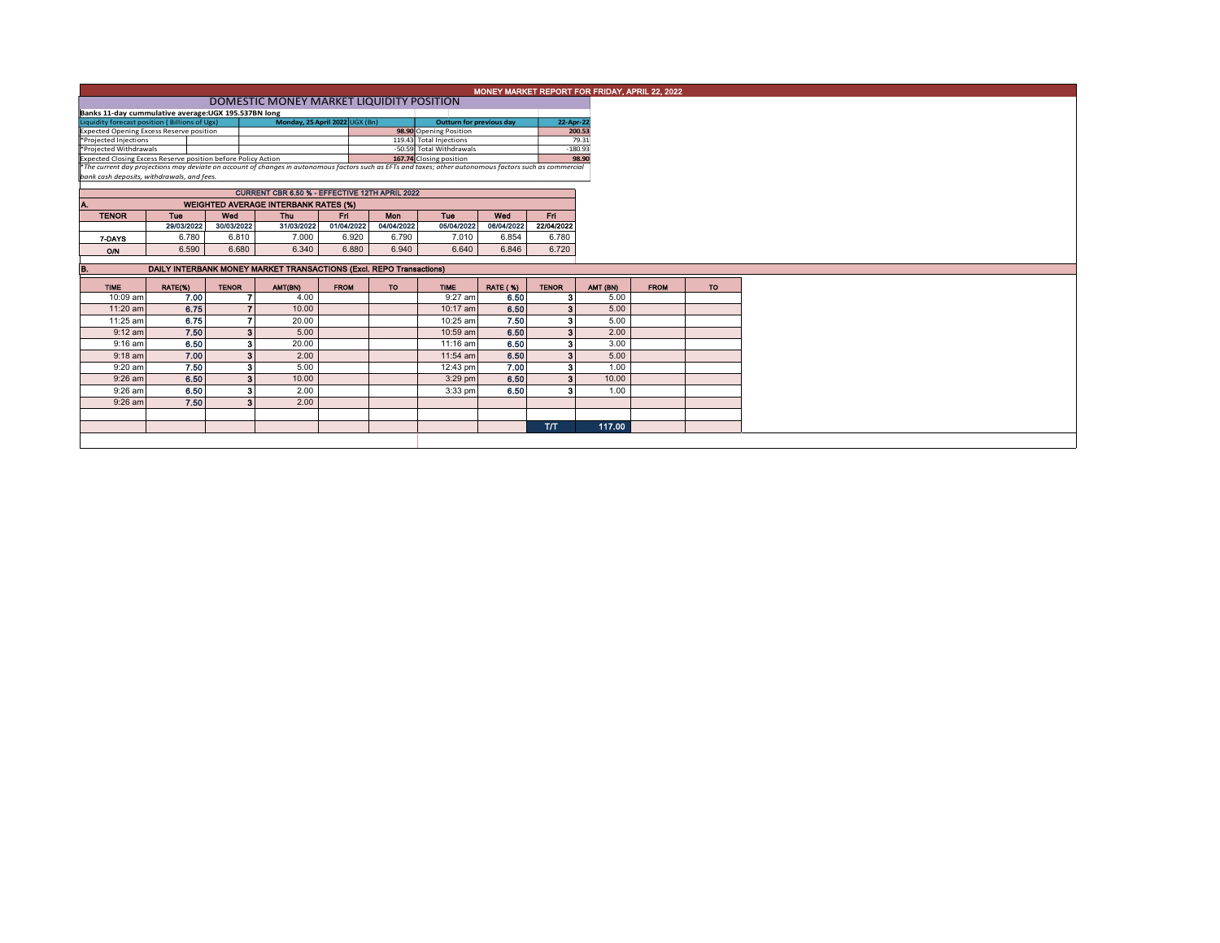# MONEY MARKET REPORT FOR FRIDAY, APRIL 22, 2022

## DOMESTIC MONEY MARKET LIQUIDITY POSITION

**Banks 11-day cummulative average:UGX 195.537BN long**

| Liquidity forecast position ( Billions of Ugx) | Monday, 25 April 2022 UGX (Bn) | Outturn for previous day | 22-Apr-22 |
|---|---|---|---|
| Expected Opening Excess Reserve position | 98.90 | Opening Position | 200.53 |
| *Projected Injections | 119.43 | Total Injections | 79.31 |
| *Projected Withdrawals | -50.59 | Total Withdrawals | -180.93 |
| Expected Closing Excess Reserve position before Policy Action | 167.74 | Closing position | 98.90 |

*The current day projections may deviate on account of changes in autonomous factors such as EFTs and taxes; other autonomous factors such as commercial bank cash deposits, withdrawals, and fees.

**CURRENT CBR 6.50 % - EFFECTIVE 12TH APRIL 2022**

**A. WEIGHTED AVERAGE INTERBANK RATES (%)**

| TENOR | Tue | Wed | Thu | Fri | Mon | Tue | Wed | Fri |
|---|---|---|---|---|---|---|---|---|
| | 29/03/2022 | 30/03/2022 | 31/03/2022 | 01/04/2022 | 04/04/2022 | 05/04/2022 | 06/04/2022 | 22/04/2022 |
| 7-DAYS | 6.780 | 6.810 | 7.000 | 6.920 | 6.790 | 7.010 | 6.854 | 6.780 |
| O/N | 6.590 | 6.680 | 6.340 | 6.880 | 6.940 | 6.640 | 6.846 | 6.720 |

**B. DAILY INTERBANK MONEY MARKET TRANSACTIONS (Excl. REPO Transactions)**

| TIME | RATE(%) | TENOR | AMT(BN) | FROM | TO | TIME | RATE ( %) | TENOR | AMT (BN) | FROM | TO |
|---|---|---|---|---|---|---|---|---|---|---|---|
| 10:09 am | 7.00 | 7 | 4.00 | | | 9:27 am | 6.50 | 3 | 5.00 | | |
| 11:20 am | 6.75 | 7 | 10.00 | | | 10:17 am | 6.50 | 3 | 5.00 | | |
| 11:25 am | 6.75 | 7 | 20.00 | | | 10:25 am | 7.50 | 3 | 5.00 | | |
| 9:12 am | 7.50 | 3 | 5.00 | | | 10:59 am | 6.50 | 3 | 2.00 | | |
| 9:16 am | 6.50 | 3 | 20.00 | | | 11:16 am | 6.50 | 3 | 3.00 | | |
| 9:18 am | 7.00 | 3 | 2.00 | | | 11:54 am | 6.50 | 3 | 5.00 | | |
| 9:20 am | 7.50 | 3 | 5.00 | | | 12:43 pm | 7.00 | 3 | 1.00 | | |
| 9:26 am | 6.50 | 3 | 10.00 | | | 3:29 pm | 6.50 | 3 | 10.00 | | |
| 9:26 am | 6.50 | 3 | 2.00 | | | 3:33 pm | 6.50 | 3 | 1.00 | | |
| 9:26 am | 7.50 | 3 | 2.00 | | | | | | | | |
| | | | | | | | | T/T | 117.00 | | |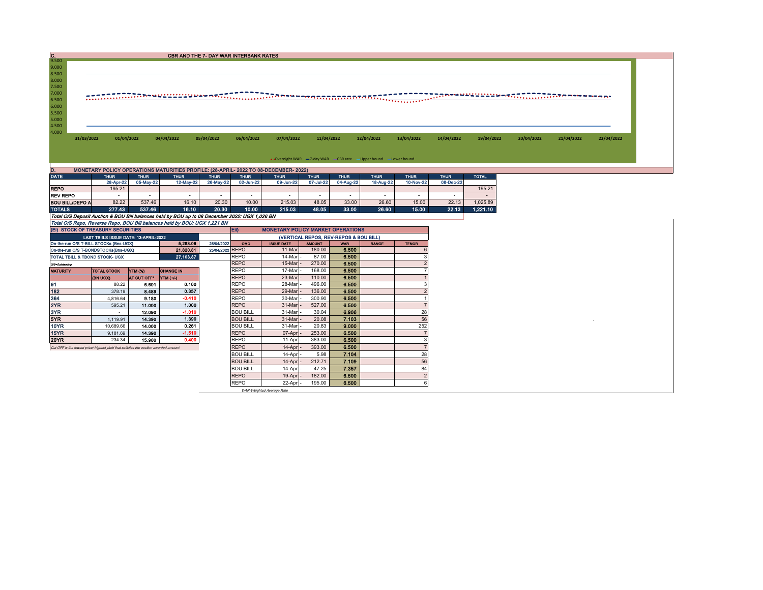## C. CBR AND THE 7- DAY WAR INTERBANK RATES

9.500
9.000
8.500
8.000
7.500
7.000
6.500
6.000
5.500
5.000
4.500
4.000

31/03/2022 01/04/2022 04/04/2022 05/04/2022 06/04/2022 07/04/2022 11/04/2022 12/04/2022 13/04/2022 14/04/2022 19/04/2022 20/04/2022 21/04/2022 22/04/2022

Overnight WAR 7-day WAR CBR rate Upper bound Lower bound

## D. MONETARY POLICY OPERATIONS MATURITIES PROFILE: (28-APRIL- 2022 TO 08-DECEMBER- 2022)

| DATE | THUR | THUR | THUR | THUR | THUR | THUR | THUR | THUR | THUR | THUR | THUR | TOTAL |
|---|---|---|---|---|---|---|---|---|---|---|---|---|
| | 28-Apr-22 | 05-May-22 | 12-May-22 | 26-May-22 | 02-Jun-22 | 09-Jun-22 | 07-Jul-22 | 04-Aug-22 | 18-Aug-22 | 10-Nov-22 | 08-Dec-22 | |
| REPO | 195.21 | - | - | - | - | - | - | - | - | - | - | 195.21 |
| REV REPO | - | - | - | - | - | - | - | - | - | - | - | - |
| BOU BILL/DEPO A | 82.22 | 537.46 | 16.10 | 20.30 | 10.00 | 215.03 | 48.05 | 33.00 | 26.60 | 15.00 | 22.13 | 1,025.89 |
| TOTALS | 277.43 | 537.46 | 16.10 | 20.30 | 10.00 | 215.03 | 48.05 | 33.00 | 26.60 | 15.00 | 22.13 | 1,221.10 |

*Total O/S Deposit Auction & BOU Bill balances held by BOU up to 08 December 2022: UGX 1,026 BN*

*Total O/S Repo, Reverse Repo, BOU Bill balances held by BOU: UGX 1,221 BN*

## (EI) STOCK OF TREASURY SECURITIES

| LAST TBIILS ISSUE DATE: 13-APRIL-2022 | | | |
|---|---|---|---|
| On-the-run O/S T-BILL STOCKs (Bns-UGX) | | 5,283.06 | 25/04/2022 |
| On-the-run O/S T-BONDSTOCKs(Bns-UGX) | | 21,820.81 | 25/04/2022 |
| TOTAL TBILL & TBOND STOCK- UGX | | 27,103.87 | |

O/S=Outstanding

| MATURITY | TOTAL STOCK (BN UGX) | YTM (%) AT CUT OFF* | CHANGE IN YTM (+/-) |
|---|---|---|---|
| 91 | 88.22 | 6.601 | 0.100 |
| 182 | 378.19 | 8.489 | 0.357 |
| 364 | 4,816.64 | 9.180 | -0.410 |
| 2YR | 595.21 | 11.000 | 1.000 |
| 3YR | - | 12.090 | -1.010 |
| 5YR | 1,119.91 | 14.390 | 1.390 |
| 10YR | 10,689.66 | 14.000 | 0.261 |
| 15YR | 9,181.69 | 14.390 | -1.510 |
| 20YR | 234.34 | 15.900 | 0.400 |

*Cut OFF is the lowest price/ highest yield that satisfies the auction awarded amount.*

## EII) MONETARY POLICY MARKET OPERATIONS

(VERTICAL REPOS, REV-REPOS & BOU BILL)

| OMO | ISSUE DATE | AMOUNT | WAR | RANGE | TENOR |
|---|---|---|---|---|---|
| REPO | 11-Mar | 180.00 | 6.500 | | 6 |
| REPO | 14-Mar | 87.00 | 6.500 | | 3 |
| REPO | 15-Mar | 270.00 | 6.500 | | 2 |
| REPO | 17-Mar | 168.00 | 6.500 | | 7 |
| REPO | 23-Mar | 110.00 | 6.500 | | 1 |
| REPO | 28-Mar | 496.00 | 6.500 | | 3 |
| REPO | 29-Mar | 136.00 | 6.500 | | 2 |
| REPO | 30-Mar | 300.90 | 6.500 | | 1 |
| REPO | 31-Mar | 527.00 | 6.500 | | 7 |
| BOU BILL | 31-Mar | 30.04 | 6.906 | | 28 |
| BOU BILL | 31-Mar | 20.08 | 7.103 | | 56 |
| BOU BILL | 31-Mar | 20.83 | 9.000 | | 252 |
| REPO | 07-Apr | 253.00 | 6.500 | | 7 |
| REPO | 11-Apr | 383.00 | 6.500 | | 3 |
| REPO | 14-Apr | 393.00 | 6.500 | | 7 |
| BOU BILL | 14-Apr | 5.98 | 7.104 | | 28 |
| BOU BILL | 14-Apr | 212.71 | 7.109 | | 56 |
| BOU BILL | 14-Apr | 47.25 | 7.357 | | 84 |
| REPO | 19-Apr | 182.00 | 6.500 | | 2 |
| REPO | 22-Apr | 195.00 | 6.500 | | 6 |

*WAR-Weighted Average Rate*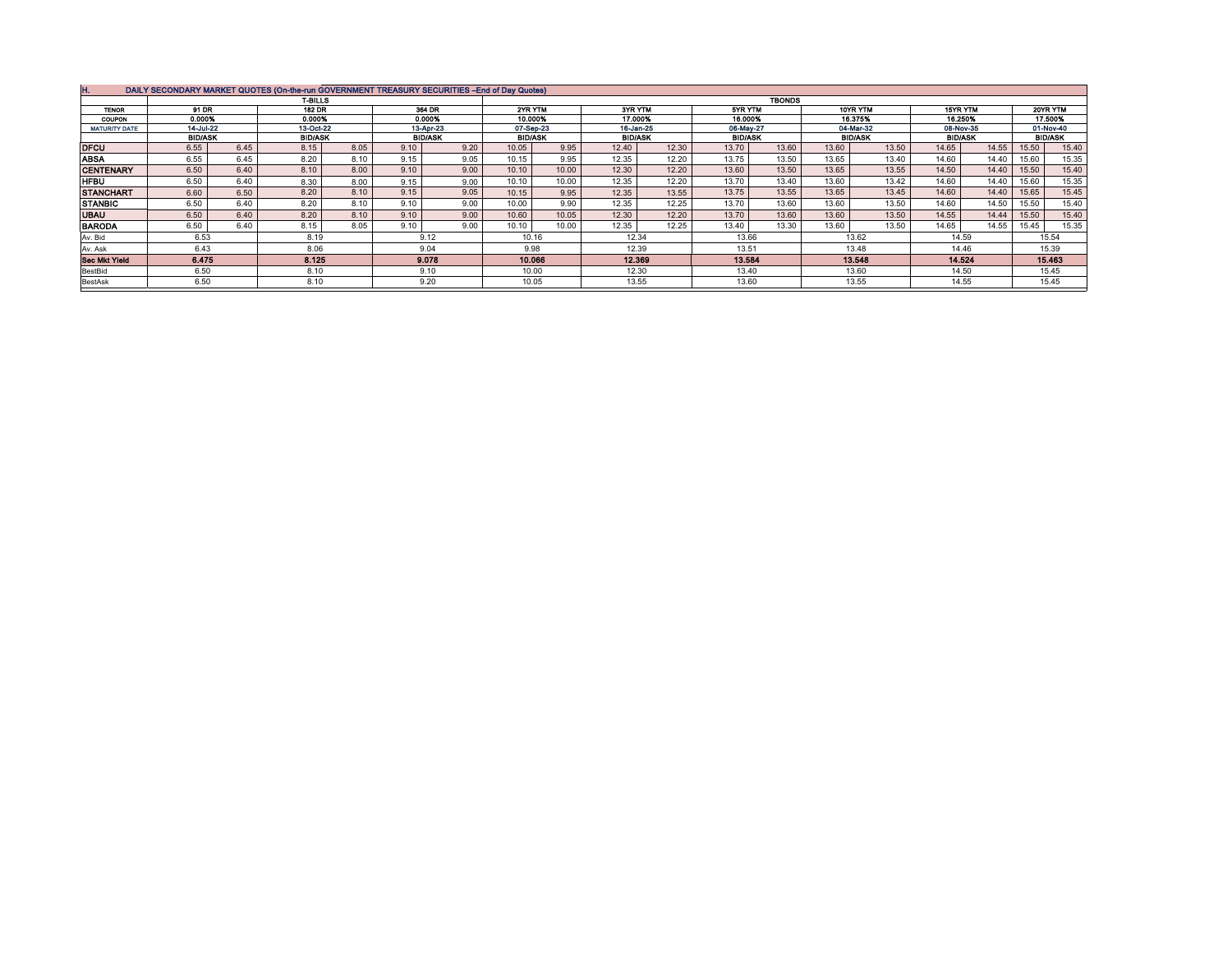| H. | DAILY SECONDARY MARKET QUOTES (On-the-run GOVERNMENT TREASURY SECURITIES –End of Day Quotes) | | | | | | | | | | | | | | | | | |
|---|---|---|---|---|---|---|---|---|---|---|---|---|---|---|---|---|---|---|
| | T-BILLS | | | | | | TBONDS | | | | | | | | | | | |
| TENOR | 91 DR | | 182 DR | | 364 DR | | 2YR YTM | | 3YR YTM | | 5YR YTM | | 10YR YTM | | 15YR YTM | | 20YR YTM | |
| COUPON | 0.000% | | 0.000% | | 0.000% | | 10.000% | | 17.000% | | 16.000% | | 16.375% | | 16.250% | | 17.500% | |
| MATURITY DATE | 14-Jul-22 | | 13-Oct-22 | | 13-Apr-23 | | 07-Sep-23 | | 16-Jan-25 | | 06-May-27 | | 04-Mar-32 | | 08-Nov-35 | | 01-Nov-40 | |
| | BID/ASK | | BID/ASK | | BID/ASK | | BID/ASK | | BID/ASK | | BID/ASK | | BID/ASK | | BID/ASK | | BID/ASK | |
| DFCU | 6.55 | 6.45 | 8.15 | 8.05 | 9.10 | 9.20 | 10.05 | 9.95 | 12.40 | 12.30 | 13.70 | 13.60 | 13.60 | 13.50 | 14.65 | 14.55 | 15.50 | 15.40 |
| ABSA | 6.55 | 6.45 | 8.20 | 8.10 | 9.15 | 9.05 | 10.15 | 9.95 | 12.35 | 12.20 | 13.75 | 13.50 | 13.65 | 13.40 | 14.60 | 14.40 | 15.60 | 15.35 |
| CENTENARY | 6.50 | 6.40 | 8.10 | 8.00 | 9.10 | 9.00 | 10.10 | 10.00 | 12.30 | 12.20 | 13.60 | 13.50 | 13.65 | 13.55 | 14.50 | 14.40 | 15.50 | 15.40 |
| HFBU | 6.50 | 6.40 | 8.30 | 8.00 | 9.15 | 9.00 | 10.10 | 10.00 | 12.35 | 12.20 | 13.70 | 13.40 | 13.60 | 13.42 | 14.60 | 14.40 | 15.60 | 15.35 |
| STANCHART | 6.60 | 6.50 | 8.20 | 8.10 | 9.15 | 9.05 | 10.15 | 9.95 | 12.35 | 13.55 | 13.75 | 13.55 | 13.65 | 13.45 | 14.60 | 14.40 | 15.65 | 15.45 |
| STANBIC | 6.50 | 6.40 | 8.20 | 8.10 | 9.10 | 9.00 | 10.00 | 9.90 | 12.35 | 12.25 | 13.70 | 13.60 | 13.60 | 13.50 | 14.60 | 14.50 | 15.50 | 15.40 |
| UBAU | 6.50 | 6.40 | 8.20 | 8.10 | 9.10 | 9.00 | 10.60 | 10.05 | 12.30 | 12.20 | 13.70 | 13.60 | 13.60 | 13.50 | 14.55 | 14.44 | 15.50 | 15.40 |
| BARODA | 6.50 | 6.40 | 8.15 | 8.05 | 9.10 | 9.00 | 10.10 | 10.00 | 12.35 | 12.25 | 13.40 | 13.30 | 13.60 | 13.50 | 14.65 | 14.55 | 15.45 | 15.35 |
| Av. Bid | 6.53 | | 8.19 | | 9.12 | | 10.16 | | 12.34 | | 13.66 | | 13.62 | | 14.59 | | 15.54 | |
| Av. Ask | 6.43 | | 8.06 | | 9.04 | | 9.98 | | 12.39 | | 13.51 | | 13.48 | | 14.46 | | 15.39 | |
| Sec Mkt Yield | 6.475 | | 8.125 | | 9.078 | | 10.066 | | 12.369 | | 13.584 | | 13.548 | | 14.524 | | 15.463 | |
| BestBid | 6.50 | | 8.10 | | 9.10 | | 10.00 | | 12.30 | | 13.40 | | 13.60 | | 14.50 | | 15.45 | |
| BestAsk | 6.50 | | 8.10 | | 9.20 | | 10.05 | | 13.55 | | 13.60 | | 13.55 | | 14.55 | | 15.45 | |